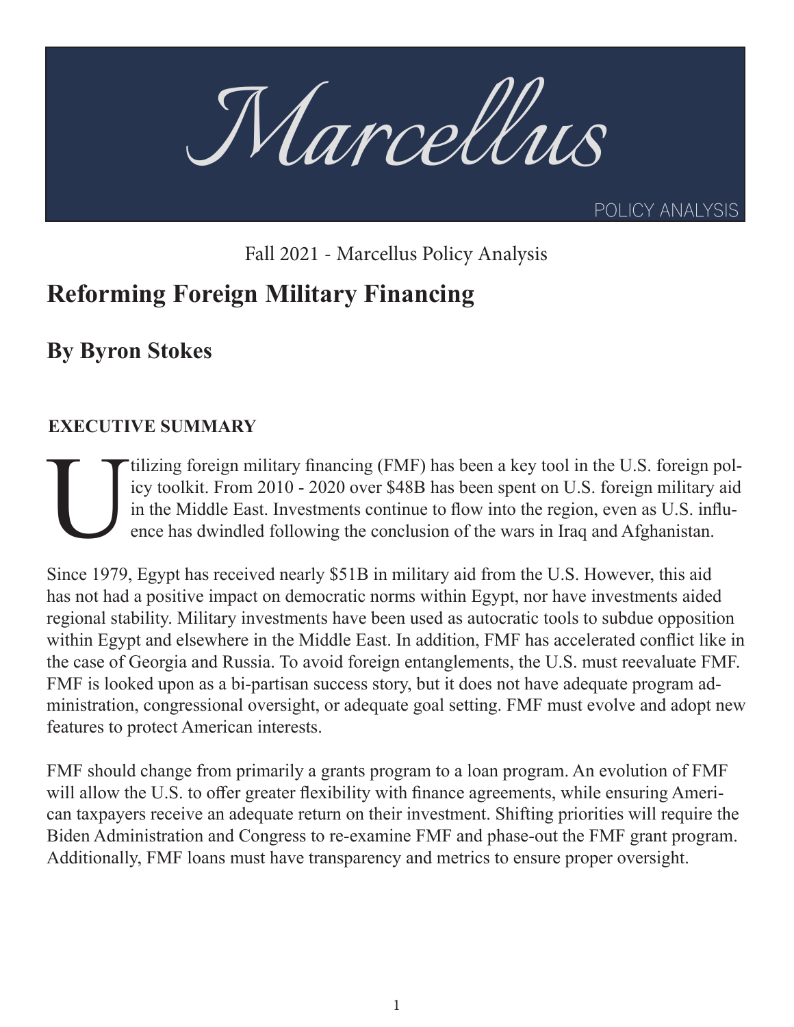# Marcellus

POLICY ANALYSIS

Fall 2021 - Marcellus Policy Analysis

## Reforming Foreign Military Financing

### By Byron Stokes

#### EXECUTIVE SUMMARY

Utilizing foreign military financing (FMF) has been a key tool in the U.S. foreign policy toolkit. From 2010 - 2020 over $48B has been spent on U.S. foreign military aid in the Middle East. Investments continue to flow into the region, even as U.S. influence has dwindled following the conclusion of the wars in Iraq and Afghanistan.

Since 1979, Egypt has received nearly $51B in military aid from the U.S. However, this aid has not had a positive impact on democratic norms within Egypt, nor have investments aided regional stability. Military investments have been used as autocratic tools to subdue opposition within Egypt and elsewhere in the Middle East. In addition, FMF has accelerated conflict like in the case of Georgia and Russia. To avoid foreign entanglements, the U.S. must reevaluate FMF. FMF is looked upon as a bi-partisan success story, but it does not have adequate program administration, congressional oversight, or adequate goal setting. FMF must evolve and adopt new features to protect American interests.

FMF should change from primarily a grants program to a loan program. An evolution of FMF will allow the U.S. to offer greater flexibility with finance agreements, while ensuring American taxpayers receive an adequate return on their investment. Shifting priorities will require the Biden Administration and Congress to re-examine FMF and phase-out the FMF grant program. Additionally, FMF loans must have transparency and metrics to ensure proper oversight.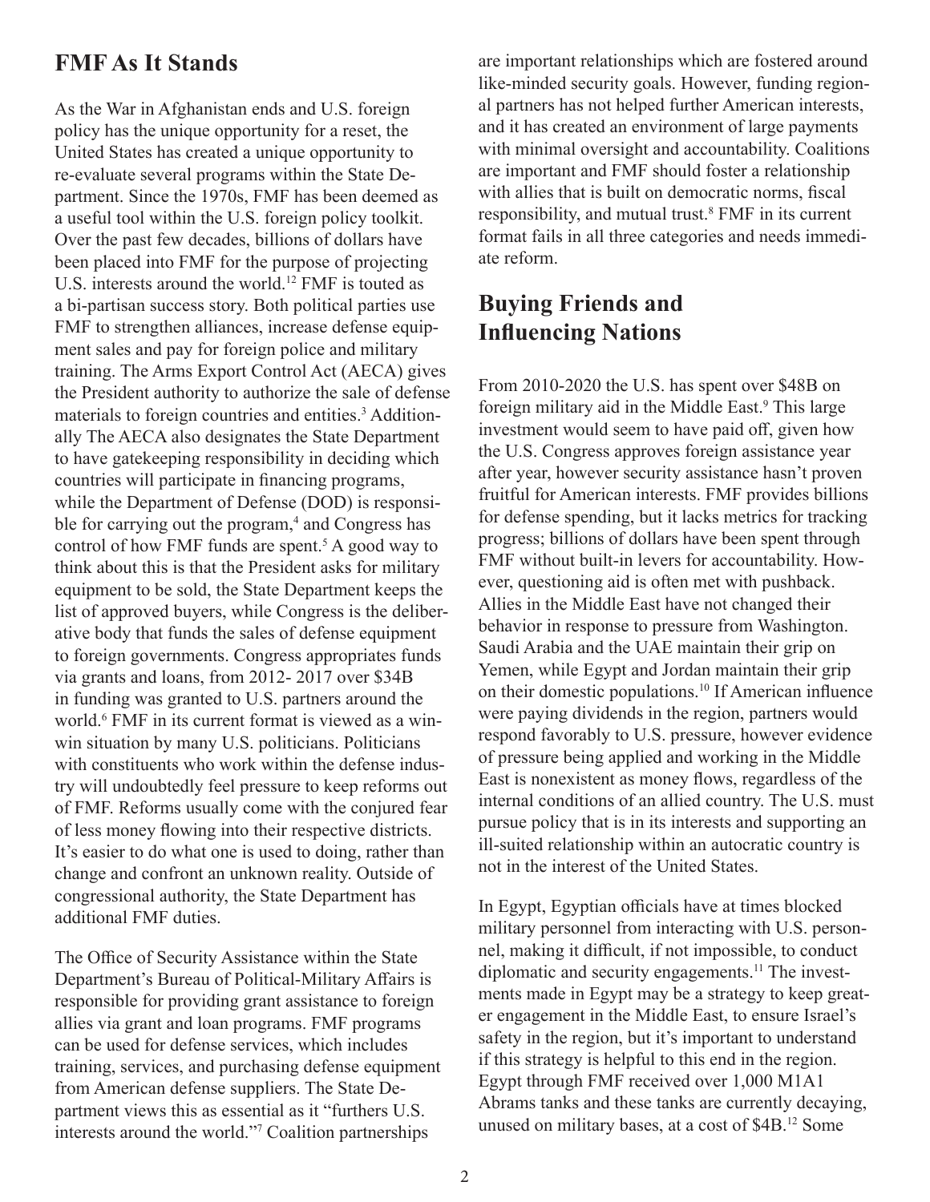## FMF As It Stands

As the War in Afghanistan ends and U.S. foreign policy has the unique opportunity for a reset, the United States has created a unique opportunity to re-evaluate several programs within the State Department. Since the 1970s, FMF has been deemed as a useful tool within the U.S. foreign policy toolkit. Over the past few decades, billions of dollars have been placed into FMF for the purpose of projecting U.S. interests around the world.[12] FMF is touted as a bi-partisan success story. Both political parties use FMF to strengthen alliances, increase defense equipment sales and pay for foreign police and military training. The Arms Export Control Act (AECA) gives the President authority to authorize the sale of defense materials to foreign countries and entities.[3] Additionally The AECA also designates the State Department to have gatekeeping responsibility in deciding which countries will participate in financing programs, while the Department of Defense (DOD) is responsible for carrying out the program,[4] and Congress has control of how FMF funds are spent.[5] A good way to think about this is that the President asks for military equipment to be sold, the State Department keeps the list of approved buyers, while Congress is the deliberative body that funds the sales of defense equipment to foreign governments. Congress appropriates funds via grants and loans, from 2012- 2017 over $34B in funding was granted to U.S. partners around the world.[6] FMF in its current format is viewed as a win-win situation by many U.S. politicians. Politicians with constituents who work within the defense industry will undoubtedly feel pressure to keep reforms out of FMF. Reforms usually come with the conjured fear of less money flowing into their respective districts. It's easier to do what one is used to doing, rather than change and confront an unknown reality. Outside of congressional authority, the State Department has additional FMF duties.

The Office of Security Assistance within the State Department's Bureau of Political-Military Affairs is responsible for providing grant assistance to foreign allies via grant and loan programs. FMF programs can be used for defense services, which includes training, services, and purchasing defense equipment from American defense suppliers. The State Department views this as essential as it "furthers U.S. interests around the world."[7] Coalition partnerships are important relationships which are fostered around like-minded security goals. However, funding regional partners has not helped further American interests, and it has created an environment of large payments with minimal oversight and accountability. Coalitions are important and FMF should foster a relationship with allies that is built on democratic norms, fiscal responsibility, and mutual trust.[8] FMF in its current format fails in all three categories and needs immediate reform.

## Buying Friends and Influencing Nations

From 2010-2020 the U.S. has spent over $48B on foreign military aid in the Middle East.[9] This large investment would seem to have paid off, given how the U.S. Congress approves foreign assistance year after year, however security assistance hasn't proven fruitful for American interests. FMF provides billions for defense spending, but it lacks metrics for tracking progress; billions of dollars have been spent through FMF without built-in levers for accountability. However, questioning aid is often met with pushback. Allies in the Middle East have not changed their behavior in response to pressure from Washington. Saudi Arabia and the UAE maintain their grip on Yemen, while Egypt and Jordan maintain their grip on their domestic populations.[10] If American influence were paying dividends in the region, partners would respond favorably to U.S. pressure, however evidence of pressure being applied and working in the Middle East is nonexistent as money flows, regardless of the internal conditions of an allied country. The U.S. must pursue policy that is in its interests and supporting an ill-suited relationship within an autocratic country is not in the interest of the United States.

In Egypt, Egyptian officials have at times blocked military personnel from interacting with U.S. personnel, making it difficult, if not impossible, to conduct diplomatic and security engagements.[11] The investments made in Egypt may be a strategy to keep greater engagement in the Middle East, to ensure Israel's safety in the region, but it's important to understand if this strategy is helpful to this end in the region. Egypt through FMF received over 1,000 M1A1 Abrams tanks and these tanks are currently decaying, unused on military bases, at a cost of $4B.[12] Some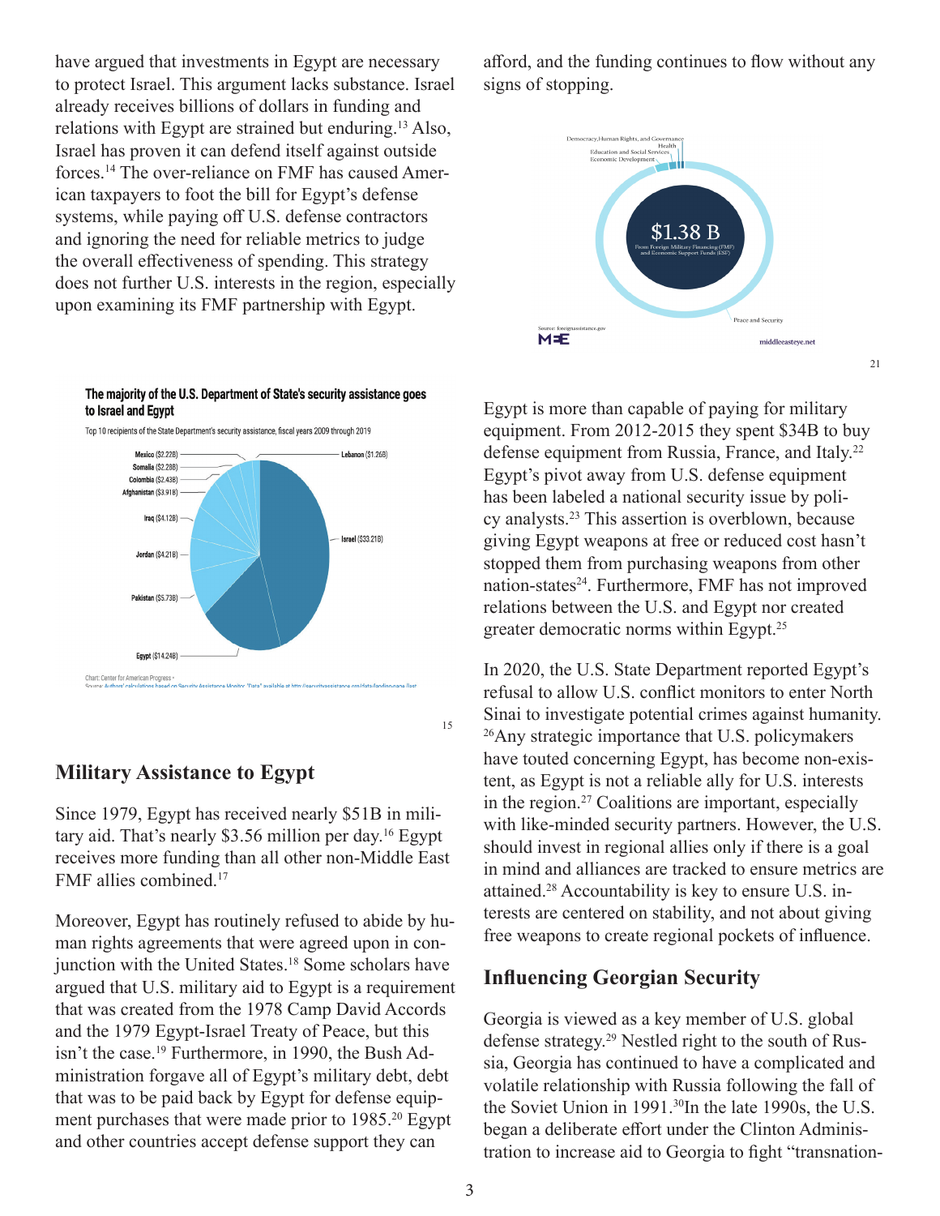have argued that investments in Egypt are necessary to protect Israel. This argument lacks substance. Israel already receives billions of dollars in funding and relations with Egypt are strained but enduring.[13] Also, Israel has proven it can defend itself against outside forces.[14] The over-reliance on FMF has caused American taxpayers to foot the bill for Egypt's defense systems, while paying off U.S. defense contractors and ignoring the need for reliable metrics to judge the overall effectiveness of spending. This strategy does not further U.S. interests in the region, especially upon examining its FMF partnership with Egypt.

**The majority of the U.S. Department of State's security assistance goes to Israel and Egypt**

Top 10 recipients of the State Department's security assistance, fiscal years 2009 through 2019

Mexico ($2.22B), Somalia ($2.28B), Colombia ($2.43B), Afghanistan ($3.91B), Iraq ($4.12B), Jordan ($4.21B), Pakistan ($5.73B), Egypt ($14.24B), Israel ($33.21B), Lebanon ($1.26B)

Chart: Center for American Progress •
Source: Authors' calculations based on Security Assistance Monitor, "Data," available at http://securityassistance.org/data/landing-page (last

15

## Military Assistance to Egypt

Since 1979, Egypt has received nearly $51B in military aid. That's nearly $3.56 million per day.[16] Egypt receives more funding than all other non-Middle East FMF allies combined.[17]

Moreover, Egypt has routinely refused to abide by human rights agreements that were agreed upon in conjunction with the United States.[18] Some scholars have argued that U.S. military aid to Egypt is a requirement that was created from the 1978 Camp David Accords and the 1979 Egypt-Israel Treaty of Peace, but this isn't the case.[19] Furthermore, in 1990, the Bush Administration forgave all of Egypt's military debt, debt that was to be paid back by Egypt for defense equipment purchases that were made prior to 1985.[20] Egypt and other countries accept defense support they can afford, and the funding continues to flow without any signs of stopping.

Democracy, Human Rights, and Governance; Health; Education and Social Services; Economic Development; Peace and Security

$1.38 B
From Foreign Military Financing (FMF) and Economic Support Funds (ESF)

Source: foreignassistance.gov
MEE
middleeasteye.net

21

Egypt is more than capable of paying for military equipment. From 2012-2015 they spent $34B to buy defense equipment from Russia, France, and Italy.[22] Egypt's pivot away from U.S. defense equipment has been labeled a national security issue by policy analysts.[23] This assertion is overblown, because giving Egypt weapons at free or reduced cost hasn't stopped them from purchasing weapons from other nation-states[24]. Furthermore, FMF has not improved relations between the U.S. and Egypt nor created greater democratic norms within Egypt.[25]

In 2020, the U.S. State Department reported Egypt's refusal to allow U.S. conflict monitors to enter North Sinai to investigate potential crimes against humanity.[26] Any strategic importance that U.S. policymakers have touted concerning Egypt, has become non-existent, as Egypt is not a reliable ally for U.S. interests in the region.[27] Coalitions are important, especially with like-minded security partners. However, the U.S. should invest in regional allies only if there is a goal in mind and alliances are tracked to ensure metrics are attained.[28] Accountability is key to ensure U.S. interests are centered on stability, and not about giving free weapons to create regional pockets of influence.

## Influencing Georgian Security

Georgia is viewed as a key member of U.S. global defense strategy.[29] Nestled right to the south of Russia, Georgia has continued to have a complicated and volatile relationship with Russia following the fall of the Soviet Union in 1991.[30] In the late 1990s, the U.S. began a deliberate effort under the Clinton Administration to increase aid to Georgia to fight "transnation-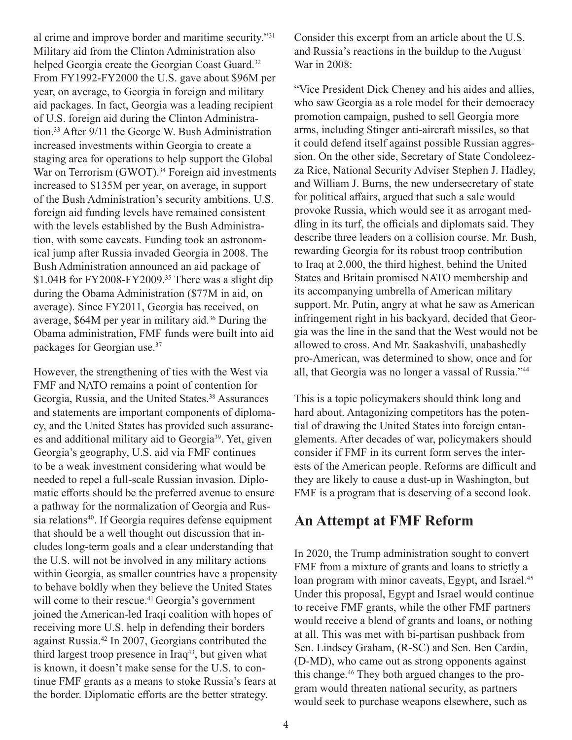al crime and improve border and maritime security."[31] Military aid from the Clinton Administration also helped Georgia create the Georgian Coast Guard.[32] From FY1992-FY2000 the U.S. gave about $96M per year, on average, to Georgia in foreign and military aid packages. In fact, Georgia was a leading recipient of U.S. foreign aid during the Clinton Administration.[33] After 9/11 the George W. Bush Administration increased investments within Georgia to create a staging area for operations to help support the Global War on Terrorism (GWOT).[34] Foreign aid investments increased to $135M per year, on average, in support of the Bush Administration's security ambitions. U.S. foreign aid funding levels have remained consistent with the levels established by the Bush Administration, with some caveats. Funding took an astronomical jump after Russia invaded Georgia in 2008. The Bush Administration announced an aid package of $1.04B for FY2008-FY2009.[35] There was a slight dip during the Obama Administration ($77M in aid, on average). Since FY2011, Georgia has received, on average, $64M per year in military aid.[36] During the Obama administration, FMF funds were built into aid packages for Georgian use.[37]

However, the strengthening of ties with the West via FMF and NATO remains a point of contention for Georgia, Russia, and the United States.[38] Assurances and statements are important components of diplomacy, and the United States has provided such assurances and additional military aid to Georgia[39]. Yet, given Georgia's geography, U.S. aid via FMF continues to be a weak investment considering what would be needed to repel a full-scale Russian invasion. Diplomatic efforts should be the preferred avenue to ensure a pathway for the normalization of Georgia and Russia relations[40]. If Georgia requires defense equipment that should be a well thought out discussion that includes long-term goals and a clear understanding that the U.S. will not be involved in any military actions within Georgia, as smaller countries have a propensity to behave boldly when they believe the United States will come to their rescue.[41] Georgia's government joined the American-led Iraqi coalition with hopes of receiving more U.S. help in defending their borders against Russia.[42] In 2007, Georgians contributed the third largest troop presence in Iraq[43], but given what is known, it doesn't make sense for the U.S. to continue FMF grants as a means to stoke Russia's fears at the border. Diplomatic efforts are the better strategy.

Consider this excerpt from an article about the U.S. and Russia's reactions in the buildup to the August War in 2008:

"Vice President Dick Cheney and his aides and allies, who saw Georgia as a role model for their democracy promotion campaign, pushed to sell Georgia more arms, including Stinger anti-aircraft missiles, so that it could defend itself against possible Russian aggression. On the other side, Secretary of State Condoleezza Rice, National Security Adviser Stephen J. Hadley, and William J. Burns, the new undersecretary of state for political affairs, argued that such a sale would provoke Russia, which would see it as arrogant meddling in its turf, the officials and diplomats said. They describe three leaders on a collision course. Mr. Bush, rewarding Georgia for its robust troop contribution to Iraq at 2,000, the third highest, behind the United States and Britain promised NATO membership and its accompanying umbrella of American military support. Mr. Putin, angry at what he saw as American infringement right in his backyard, decided that Georgia was the line in the sand that the West would not be allowed to cross. And Mr. Saakashvili, unabashedly pro-American, was determined to show, once and for all, that Georgia was no longer a vassal of Russia."[44]

This is a topic policymakers should think long and hard about. Antagonizing competitors has the potential of drawing the United States into foreign entanglements. After decades of war, policymakers should consider if FMF in its current form serves the interests of the American people. Reforms are difficult and they are likely to cause a dust-up in Washington, but FMF is a program that is deserving of a second look.

## An Attempt at FMF Reform

In 2020, the Trump administration sought to convert FMF from a mixture of grants and loans to strictly a loan program with minor caveats, Egypt, and Israel.[45] Under this proposal, Egypt and Israel would continue to receive FMF grants, while the other FMF partners would receive a blend of grants and loans, or nothing at all. This was met with bi-partisan pushback from Sen. Lindsey Graham, (R-SC) and Sen. Ben Cardin, (D-MD), who came out as strong opponents against this change.[46] They both argued changes to the program would threaten national security, as partners would seek to purchase weapons elsewhere, such as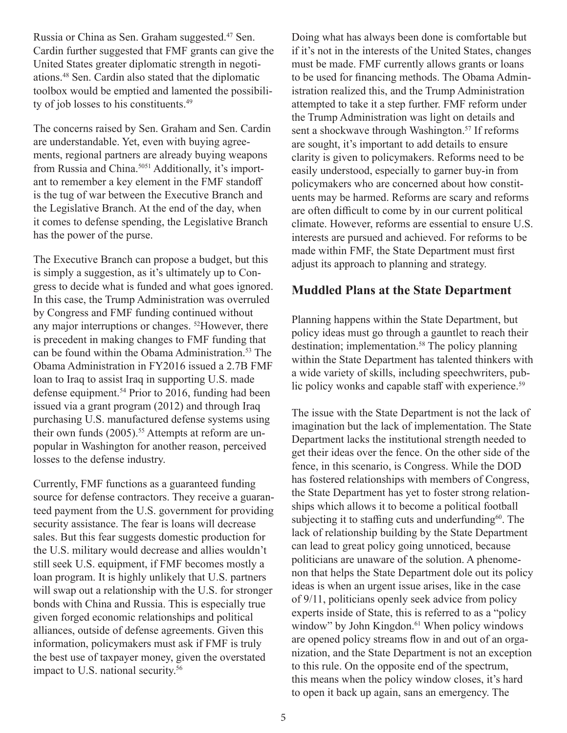Russia or China as Sen. Graham suggested.[47] Sen. Cardin further suggested that FMF grants can give the United States greater diplomatic strength in negotiations.[48] Sen. Cardin also stated that the diplomatic toolbox would be emptied and lamented the possibility of job losses to his constituents.[49]

The concerns raised by Sen. Graham and Sen. Cardin are understandable. Yet, even with buying agreements, regional partners are already buying weapons from Russia and China.[50][51] Additionally, it's important to remember a key element in the FMF standoff is the tug of war between the Executive Branch and the Legislative Branch. At the end of the day, when it comes to defense spending, the Legislative Branch has the power of the purse.

The Executive Branch can propose a budget, but this is simply a suggestion, as it's ultimately up to Congress to decide what is funded and what goes ignored. In this case, the Trump Administration was overruled by Congress and FMF funding continued without any major interruptions or changes. [52]However, there is precedent in making changes to FMF funding that can be found within the Obama Administration.[53] The Obama Administration in FY2016 issued a 2.7B FMF loan to Iraq to assist Iraq in supporting U.S. made defense equipment.[54] Prior to 2016, funding had been issued via a grant program (2012) and through Iraq purchasing U.S. manufactured defense systems using their own funds (2005).[55] Attempts at reform are unpopular in Washington for another reason, perceived losses to the defense industry.

Currently, FMF functions as a guaranteed funding source for defense contractors. They receive a guaranteed payment from the U.S. government for providing security assistance. The fear is loans will decrease sales. But this fear suggests domestic production for the U.S. military would decrease and allies wouldn't still seek U.S. equipment, if FMF becomes mostly a loan program. It is highly unlikely that U.S. partners will swap out a relationship with the U.S. for stronger bonds with China and Russia. This is especially true given forged economic relationships and political alliances, outside of defense agreements. Given this information, policymakers must ask if FMF is truly the best use of taxpayer money, given the overstated impact to U.S. national security.[56]

Doing what has always been done is comfortable but if it's not in the interests of the United States, changes must be made. FMF currently allows grants or loans to be used for financing methods. The Obama Administration realized this, and the Trump Administration attempted to take it a step further. FMF reform under the Trump Administration was light on details and sent a shockwave through Washington.[57] If reforms are sought, it's important to add details to ensure clarity is given to policymakers. Reforms need to be easily understood, especially to garner buy-in from policymakers who are concerned about how constituents may be harmed. Reforms are scary and reforms are often difficult to come by in our current political climate. However, reforms are essential to ensure U.S. interests are pursued and achieved. For reforms to be made within FMF, the State Department must first adjust its approach to planning and strategy.

## Muddled Plans at the State Department

Planning happens within the State Department, but policy ideas must go through a gauntlet to reach their destination; implementation.[58] The policy planning within the State Department has talented thinkers with a wide variety of skills, including speechwriters, public policy wonks and capable staff with experience.[59]

The issue with the State Department is not the lack of imagination but the lack of implementation. The State Department lacks the institutional strength needed to get their ideas over the fence. On the other side of the fence, in this scenario, is Congress. While the DOD has fostered relationships with members of Congress, the State Department has yet to foster strong relationships which allows it to become a political football subjecting it to staffing cuts and underfunding[60]. The lack of relationship building by the State Department can lead to great policy going unnoticed, because politicians are unaware of the solution. A phenomenon that helps the State Department dole out its policy ideas is when an urgent issue arises, like in the case of 9/11, politicians openly seek advice from policy experts inside of State, this is referred to as a "policy window" by John Kingdon.[61] When policy windows are opened policy streams flow in and out of an organization, and the State Department is not an exception to this rule. On the opposite end of the spectrum, this means when the policy window closes, it's hard to open it back up again, sans an emergency. The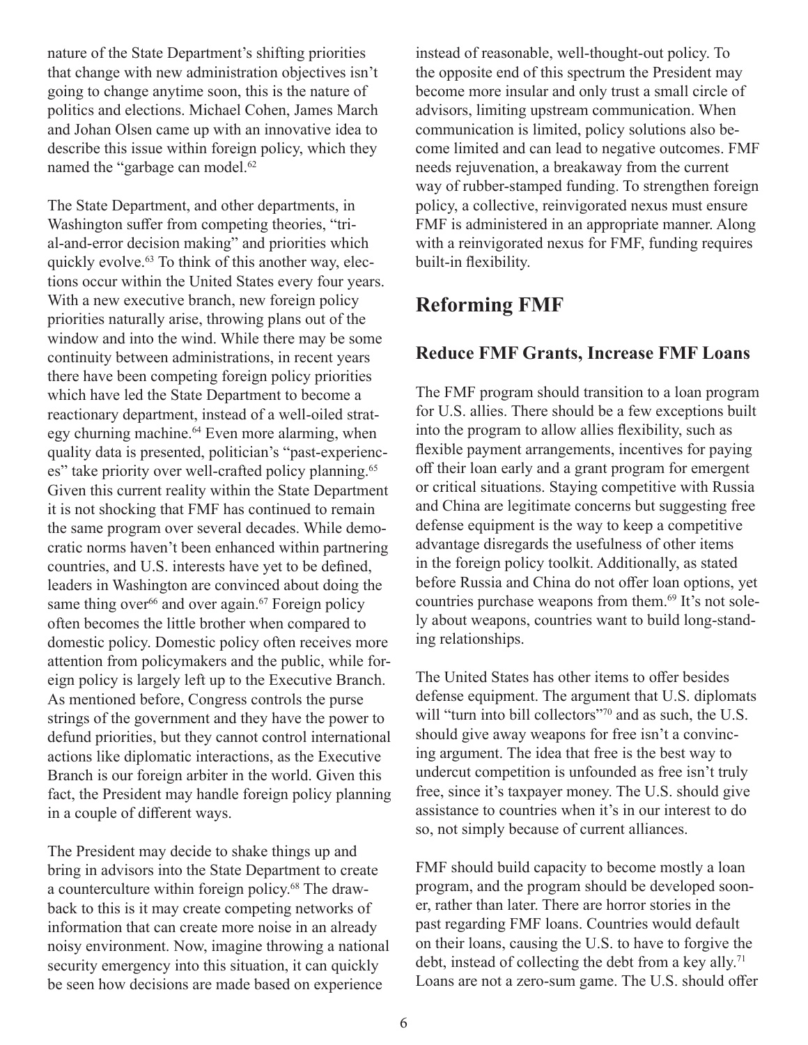nature of the State Department's shifting priorities that change with new administration objectives isn't going to change anytime soon, this is the nature of politics and elections. Michael Cohen, James March and Johan Olsen came up with an innovative idea to describe this issue within foreign policy, which they named the "garbage can model.[62]

The State Department, and other departments, in Washington suffer from competing theories, "trial-and-error decision making" and priorities which quickly evolve.[63] To think of this another way, elections occur within the United States every four years. With a new executive branch, new foreign policy priorities naturally arise, throwing plans out of the window and into the wind. While there may be some continuity between administrations, in recent years there have been competing foreign policy priorities which have led the State Department to become a reactionary department, instead of a well-oiled strategy churning machine.[64] Even more alarming, when quality data is presented, politician's "past-experiences" take priority over well-crafted policy planning.[65] Given this current reality within the State Department it is not shocking that FMF has continued to remain the same program over several decades. While democratic norms haven't been enhanced within partnering countries, and U.S. interests have yet to be defined, leaders in Washington are convinced about doing the same thing over[66] and over again.[67] Foreign policy often becomes the little brother when compared to domestic policy. Domestic policy often receives more attention from policymakers and the public, while foreign policy is largely left up to the Executive Branch. As mentioned before, Congress controls the purse strings of the government and they have the power to defund priorities, but they cannot control international actions like diplomatic interactions, as the Executive Branch is our foreign arbiter in the world. Given this fact, the President may handle foreign policy planning in a couple of different ways.

The President may decide to shake things up and bring in advisors into the State Department to create a counterculture within foreign policy.[68] The drawback to this is it may create competing networks of information that can create more noise in an already noisy environment. Now, imagine throwing a national security emergency into this situation, it can quickly be seen how decisions are made based on experience instead of reasonable, well-thought-out policy. To the opposite end of this spectrum the President may become more insular and only trust a small circle of advisors, limiting upstream communication. When communication is limited, policy solutions also become limited and can lead to negative outcomes. FMF needs rejuvenation, a breakaway from the current way of rubber-stamped funding. To strengthen foreign policy, a collective, reinvigorated nexus must ensure FMF is administered in an appropriate manner. Along with a reinvigorated nexus for FMF, funding requires built-in flexibility.

## Reforming FMF

### Reduce FMF Grants, Increase FMF Loans

The FMF program should transition to a loan program for U.S. allies. There should be a few exceptions built into the program to allow allies flexibility, such as flexible payment arrangements, incentives for paying off their loan early and a grant program for emergent or critical situations. Staying competitive with Russia and China are legitimate concerns but suggesting free defense equipment is the way to keep a competitive advantage disregards the usefulness of other items in the foreign policy toolkit. Additionally, as stated before Russia and China do not offer loan options, yet countries purchase weapons from them.[69] It's not solely about weapons, countries want to build long-standing relationships.

The United States has other items to offer besides defense equipment. The argument that U.S. diplomats will "turn into bill collectors"[70] and as such, the U.S. should give away weapons for free isn't a convincing argument. The idea that free is the best way to undercut competition is unfounded as free isn't truly free, since it's taxpayer money. The U.S. should give assistance to countries when it's in our interest to do so, not simply because of current alliances.

FMF should build capacity to become mostly a loan program, and the program should be developed sooner, rather than later. There are horror stories in the past regarding FMF loans. Countries would default on their loans, causing the U.S. to have to forgive the debt, instead of collecting the debt from a key ally.[71] Loans are not a zero-sum game. The U.S. should offer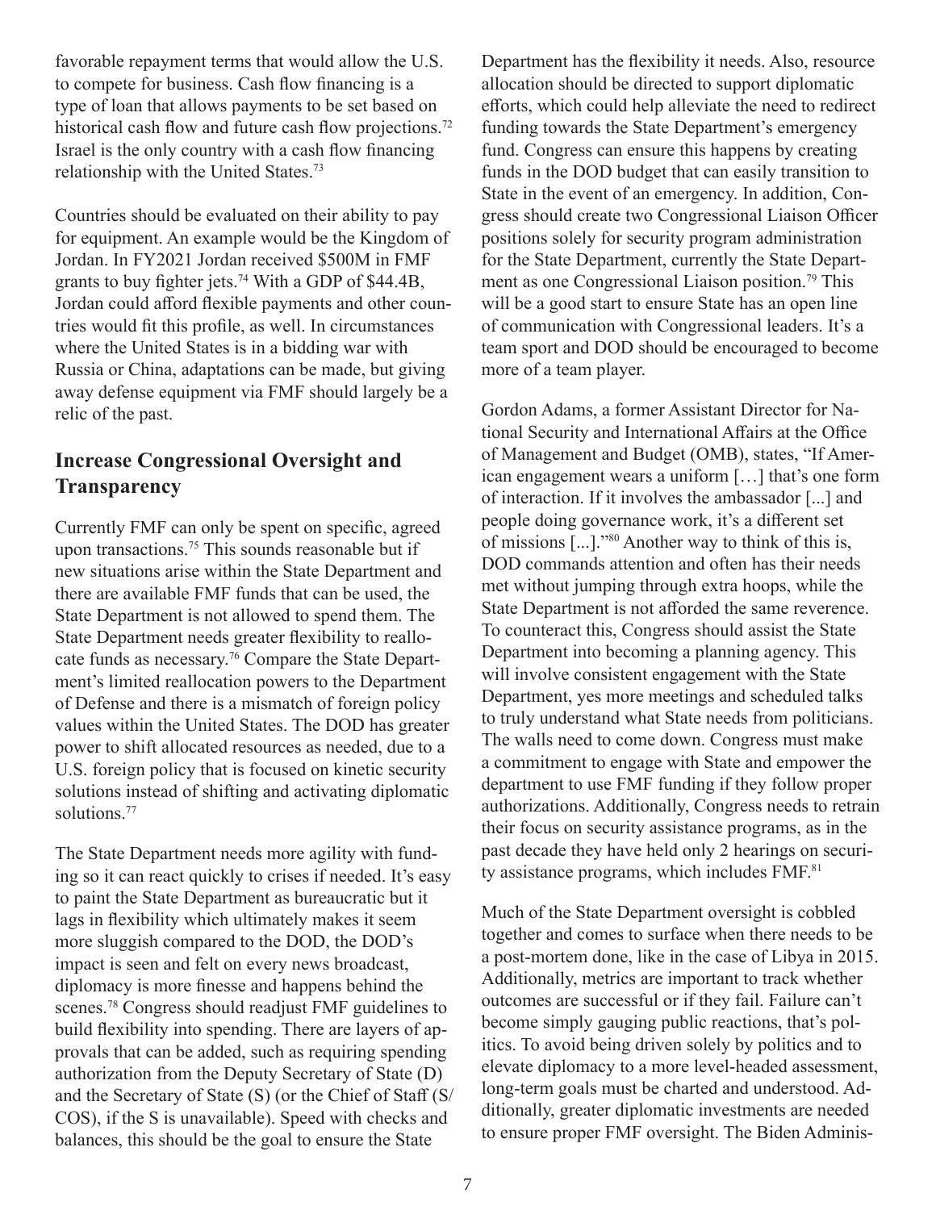favorable repayment terms that would allow the U.S. to compete for business. Cash flow financing is a type of loan that allows payments to be set based on historical cash flow and future cash flow projections.[72] Israel is the only country with a cash flow financing relationship with the United States.[73]

Countries should be evaluated on their ability to pay for equipment. An example would be the Kingdom of Jordan. In FY2021 Jordan received $500M in FMF grants to buy fighter jets.[74] With a GDP of $44.4B, Jordan could afford flexible payments and other countries would fit this profile, as well. In circumstances where the United States is in a bidding war with Russia or China, adaptations can be made, but giving away defense equipment via FMF should largely be a relic of the past.

## Increase Congressional Oversight and Transparency

Currently FMF can only be spent on specific, agreed upon transactions.[75] This sounds reasonable but if new situations arise within the State Department and there are available FMF funds that can be used, the State Department is not allowed to spend them. The State Department needs greater flexibility to reallocate funds as necessary.[76] Compare the State Department's limited reallocation powers to the Department of Defense and there is a mismatch of foreign policy values within the United States. The DOD has greater power to shift allocated resources as needed, due to a U.S. foreign policy that is focused on kinetic security solutions instead of shifting and activating diplomatic solutions.[77]

The State Department needs more agility with funding so it can react quickly to crises if needed. It's easy to paint the State Department as bureaucratic but it lags in flexibility which ultimately makes it seem more sluggish compared to the DOD, the DOD's impact is seen and felt on every news broadcast, diplomacy is more finesse and happens behind the scenes.[78] Congress should readjust FMF guidelines to build flexibility into spending. There are layers of approvals that can be added, such as requiring spending authorization from the Deputy Secretary of State (D) and the Secretary of State (S) (or the Chief of Staff (S/COS), if the S is unavailable). Speed with checks and balances, this should be the goal to ensure the State Department has the flexibility it needs. Also, resource allocation should be directed to support diplomatic efforts, which could help alleviate the need to redirect funding towards the State Department's emergency fund. Congress can ensure this happens by creating funds in the DOD budget that can easily transition to State in the event of an emergency. In addition, Congress should create two Congressional Liaison Officer positions solely for security program administration for the State Department, currently the State Department as one Congressional Liaison position.[79] This will be a good start to ensure State has an open line of communication with Congressional leaders. It's a team sport and DOD should be encouraged to become more of a team player.

Gordon Adams, a former Assistant Director for National Security and International Affairs at the Office of Management and Budget (OMB), states, "If American engagement wears a uniform […] that's one form of interaction. If it involves the ambassador [...] and people doing governance work, it's a different set of missions [...]."[80] Another way to think of this is, DOD commands attention and often has their needs met without jumping through extra hoops, while the State Department is not afforded the same reverence. To counteract this, Congress should assist the State Department into becoming a planning agency. This will involve consistent engagement with the State Department, yes more meetings and scheduled talks to truly understand what State needs from politicians. The walls need to come down. Congress must make a commitment to engage with State and empower the department to use FMF funding if they follow proper authorizations. Additionally, Congress needs to retrain their focus on security assistance programs, as in the past decade they have held only 2 hearings on security assistance programs, which includes FMF.[81]

Much of the State Department oversight is cobbled together and comes to surface when there needs to be a post-mortem done, like in the case of Libya in 2015. Additionally, metrics are important to track whether outcomes are successful or if they fail. Failure can't become simply gauging public reactions, that's politics. To avoid being driven solely by politics and to elevate diplomacy to a more level-headed assessment, long-term goals must be charted and understood. Additionally, greater diplomatic investments are needed to ensure proper FMF oversight. The Biden Adminis-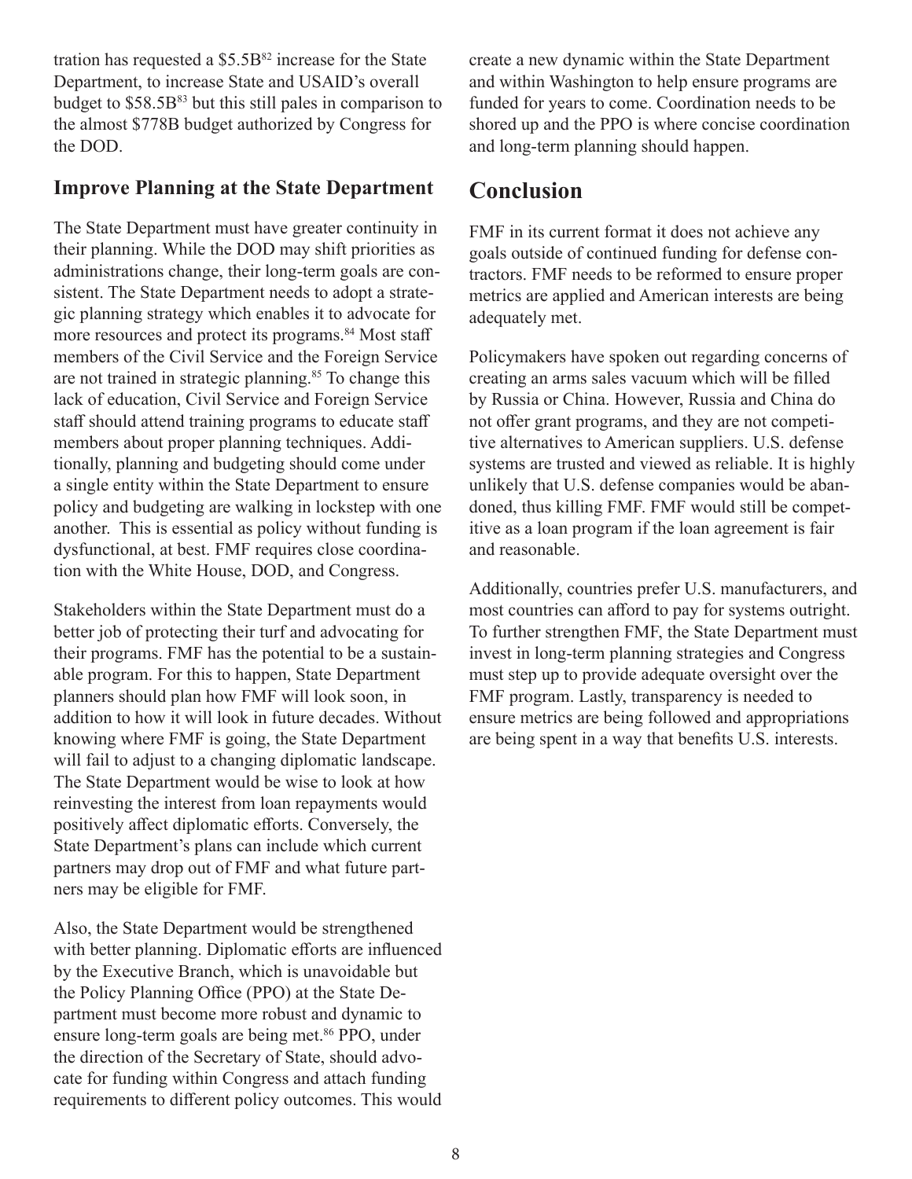tration has requested a $5.5B[82] increase for the State Department, to increase State and USAID's overall budget to $58.5B[83] but this still pales in comparison to the almost $778B budget authorized by Congress for the DOD.

### Improve Planning at the State Department

The State Department must have greater continuity in their planning. While the DOD may shift priorities as administrations change, their long-term goals are consistent. The State Department needs to adopt a strategic planning strategy which enables it to advocate for more resources and protect its programs.[84] Most staff members of the Civil Service and the Foreign Service are not trained in strategic planning.[85] To change this lack of education, Civil Service and Foreign Service staff should attend training programs to educate staff members about proper planning techniques. Additionally, planning and budgeting should come under a single entity within the State Department to ensure policy and budgeting are walking in lockstep with one another. This is essential as policy without funding is dysfunctional, at best. FMF requires close coordination with the White House, DOD, and Congress.

Stakeholders within the State Department must do a better job of protecting their turf and advocating for their programs. FMF has the potential to be a sustainable program. For this to happen, State Department planners should plan how FMF will look soon, in addition to how it will look in future decades. Without knowing where FMF is going, the State Department will fail to adjust to a changing diplomatic landscape. The State Department would be wise to look at how reinvesting the interest from loan repayments would positively affect diplomatic efforts. Conversely, the State Department's plans can include which current partners may drop out of FMF and what future partners may be eligible for FMF.

Also, the State Department would be strengthened with better planning. Diplomatic efforts are influenced by the Executive Branch, which is unavoidable but the Policy Planning Office (PPO) at the State Department must become more robust and dynamic to ensure long-term goals are being met.[86] PPO, under the direction of the Secretary of State, should advocate for funding within Congress and attach funding requirements to different policy outcomes. This would create a new dynamic within the State Department and within Washington to help ensure programs are funded for years to come. Coordination needs to be shored up and the PPO is where concise coordination and long-term planning should happen.

## Conclusion

FMF in its current format it does not achieve any goals outside of continued funding for defense contractors. FMF needs to be reformed to ensure proper metrics are applied and American interests are being adequately met.

Policymakers have spoken out regarding concerns of creating an arms sales vacuum which will be filled by Russia or China. However, Russia and China do not offer grant programs, and they are not competitive alternatives to American suppliers. U.S. defense systems are trusted and viewed as reliable. It is highly unlikely that U.S. defense companies would be abandoned, thus killing FMF. FMF would still be competitive as a loan program if the loan agreement is fair and reasonable.

Additionally, countries prefer U.S. manufacturers, and most countries can afford to pay for systems outright. To further strengthen FMF, the State Department must invest in long-term planning strategies and Congress must step up to provide adequate oversight over the FMF program. Lastly, transparency is needed to ensure metrics are being followed and appropriations are being spent in a way that benefits U.S. interests.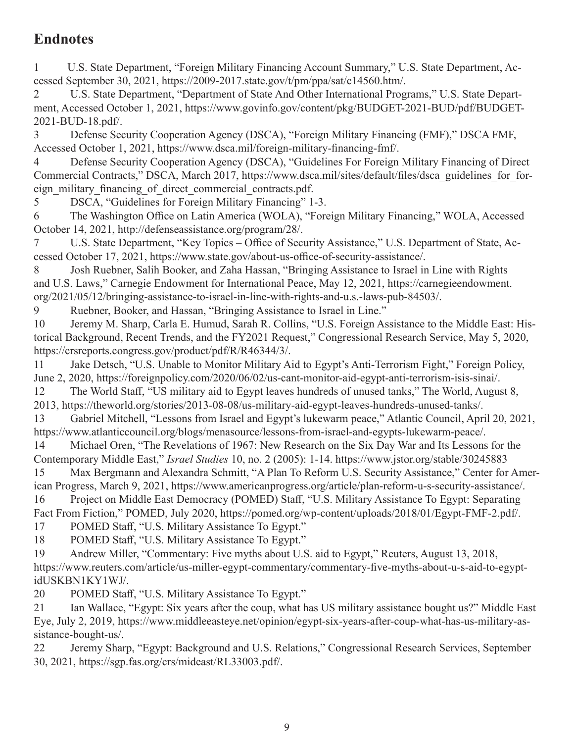## Endnotes

1 U.S. State Department, "Foreign Military Financing Account Summary," U.S. State Department, Accessed September 30, 2021, https://2009-2017.state.gov/t/pm/ppa/sat/c14560.htm/.

2 U.S. State Department, "Department of State And Other International Programs," U.S. State Department, Accessed October 1, 2021, https://www.govinfo.gov/content/pkg/BUDGET-2021-BUD/pdf/BUDGET-2021-BUD-18.pdf/.

3 Defense Security Cooperation Agency (DSCA), "Foreign Military Financing (FMF)," DSCA FMF, Accessed October 1, 2021, https://www.dsca.mil/foreign-military-financing-fmf/.

4 Defense Security Cooperation Agency (DSCA), "Guidelines For Foreign Military Financing of Direct Commercial Contracts," DSCA, March 2017, https://www.dsca.mil/sites/default/files/dsca_guidelines_for_foreign_military_financing_of_direct_commercial_contracts.pdf.

5 DSCA, "Guidelines for Foreign Military Financing" 1-3.

6 The Washington Office on Latin America (WOLA), "Foreign Military Financing," WOLA, Accessed October 14, 2021, http://defenseassistance.org/program/28/.

7 U.S. State Department, "Key Topics – Office of Security Assistance," U.S. Department of State, Accessed October 17, 2021, https://www.state.gov/about-us-office-of-security-assistance/.

8 Josh Ruebner, Salih Booker, and Zaha Hassan, "Bringing Assistance to Israel in Line with Rights and U.S. Laws," Carnegie Endowment for International Peace, May 12, 2021, https://carnegieendowment.org/2021/05/12/bringing-assistance-to-israel-in-line-with-rights-and-u.s.-laws-pub-84503/.

9 Ruebner, Booker, and Hassan, "Bringing Assistance to Israel in Line."

10 Jeremy M. Sharp, Carla E. Humud, Sarah R. Collins, "U.S. Foreign Assistance to the Middle East: Historical Background, Recent Trends, and the FY2021 Request," Congressional Research Service, May 5, 2020, https://crsreports.congress.gov/product/pdf/R/R46344/3/.

11 Jake Detsch, "U.S. Unable to Monitor Military Aid to Egypt's Anti-Terrorism Fight," Foreign Policy, June 2, 2020, https://foreignpolicy.com/2020/06/02/us-cant-monitor-aid-egypt-anti-terrorism-isis-sinai/.

12 The World Staff, "US military aid to Egypt leaves hundreds of unused tanks," The World, August 8, 2013, https://theworld.org/stories/2013-08-08/us-military-aid-egypt-leaves-hundreds-unused-tanks/.

13 Gabriel Mitchell, "Lessons from Israel and Egypt's lukewarm peace," Atlantic Council, April 20, 2021, https://www.atlanticcouncil.org/blogs/menasource/lessons-from-israel-and-egypts-lukewarm-peace/.

14 Michael Oren, "The Revelations of 1967: New Research on the Six Day War and Its Lessons for the Contemporary Middle East," *Israel Studies* 10, no. 2 (2005): 1-14. https://www.jstor.org/stable/30245883

15 Max Bergmann and Alexandra Schmitt, "A Plan To Reform U.S. Security Assistance," Center for American Progress, March 9, 2021, https://www.americanprogress.org/article/plan-reform-u-s-security-assistance/.

16 Project on Middle East Democracy (POMED) Staff, "U.S. Military Assistance To Egypt: Separating Fact From Fiction," POMED, July 2020, https://pomed.org/wp-content/uploads/2018/01/Egypt-FMF-2.pdf/.

17 POMED Staff, "U.S. Military Assistance To Egypt."

18 POMED Staff, "U.S. Military Assistance To Egypt."

19 Andrew Miller, "Commentary: Five myths about U.S. aid to Egypt," Reuters, August 13, 2018, https://www.reuters.com/article/us-miller-egypt-commentary/commentary-five-myths-about-u-s-aid-to-egypt-idUSKBN1KY1WJ/.

20 POMED Staff, "U.S. Military Assistance To Egypt."

21 Ian Wallace, "Egypt: Six years after the coup, what has US military assistance bought us?" Middle East Eye, July 2, 2019, https://www.middleeasteye.net/opinion/egypt-six-years-after-coup-what-has-us-military-assistance-bought-us/.

22 Jeremy Sharp, "Egypt: Background and U.S. Relations," Congressional Research Services, September 30, 2021, https://sgp.fas.org/crs/mideast/RL33003.pdf/.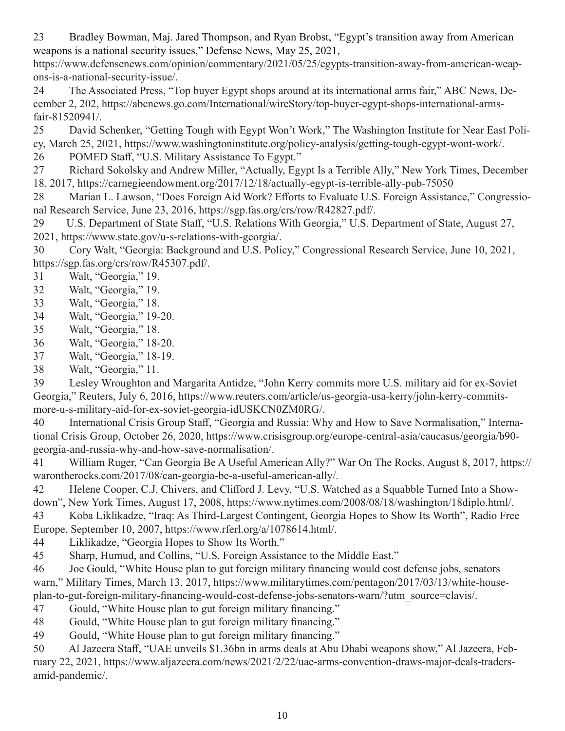23 Bradley Bowman, Maj. Jared Thompson, and Ryan Brobst, "Egypt's transition away from American weapons is a national security issues," Defense News, May 25, 2021, https://www.defensenews.com/opinion/commentary/2021/05/25/egypts-transition-away-from-american-weapons-is-a-national-security-issue/.

24 The Associated Press, "Top buyer Egypt shops around at its international arms fair," ABC News, December 2, 202, https://abcnews.go.com/International/wireStory/top-buyer-egypt-shops-international-arms-fair-81520941/.

25 David Schenker, "Getting Tough with Egypt Won't Work," The Washington Institute for Near East Policy, March 25, 2021, https://www.washingtoninstitute.org/policy-analysis/getting-tough-egypt-wont-work/.

26 POMED Staff, "U.S. Military Assistance To Egypt."

27 Richard Sokolsky and Andrew Miller, "Actually, Egypt Is a Terrible Ally," New York Times, December 18, 2017, https://carnegieendowment.org/2017/12/18/actually-egypt-is-terrible-ally-pub-75050

28 Marian L. Lawson, "Does Foreign Aid Work? Efforts to Evaluate U.S. Foreign Assistance," Congressional Research Service, June 23, 2016, https://sgp.fas.org/crs/row/R42827.pdf/.

29 U.S. Department of State Staff, "U.S. Relations With Georgia," U.S. Department of State, August 27, 2021, https://www.state.gov/u-s-relations-with-georgia/.

30 Cory Walt, "Georgia: Background and U.S. Policy," Congressional Research Service, June 10, 2021, https://sgp.fas.org/crs/row/R45307.pdf/.

31 Walt, "Georgia," 19.

32 Walt, "Georgia," 19.

33 Walt, "Georgia," 18.

34 Walt, "Georgia," 19-20.

35 Walt, "Georgia," 18.

36 Walt, "Georgia," 18-20.

37 Walt, "Georgia," 18-19.

38 Walt, "Georgia," 11.

39 Lesley Wroughton and Margarita Antidze, "John Kerry commits more U.S. military aid for ex-Soviet Georgia," Reuters, July 6, 2016, https://www.reuters.com/article/us-georgia-usa-kerry/john-kerry-commits-more-u-s-military-aid-for-ex-soviet-georgia-idUSKCN0ZM0RG/.

40 International Crisis Group Staff, "Georgia and Russia: Why and How to Save Normalisation," International Crisis Group, October 26, 2020, https://www.crisisgroup.org/europe-central-asia/caucasus/georgia/b90-georgia-and-russia-why-and-how-save-normalisation/.

41 William Ruger, "Can Georgia Be A Useful American Ally?" War On The Rocks, August 8, 2017, https://warontherocks.com/2017/08/can-georgia-be-a-useful-american-ally/.

42 Helene Cooper, C.J. Chivers, and Clifford J. Levy, "U.S. Watched as a Squabble Turned Into a Showdown", New York Times, August 17, 2008, https://www.nytimes.com/2008/08/18/washington/18diplo.html/.

43 Koba Liklikadze, "Iraq: As Third-Largest Contingent, Georgia Hopes to Show Its Worth", Radio Free Europe, September 10, 2007, https://www.rferl.org/a/1078614.html/.

44 Liklikadze, "Georgia Hopes to Show Its Worth."

45 Sharp, Humud, and Collins, "U.S. Foreign Assistance to the Middle East."

46 Joe Gould, "White House plan to gut foreign military financing would cost defense jobs, senators warn," Military Times, March 13, 2017, https://www.militarytimes.com/pentagon/2017/03/13/white-house-plan-to-gut-foreign-military-financing-would-cost-defense-jobs-senators-warn/?utm_source=clavis/.

47 Gould, "White House plan to gut foreign military financing."

48 Gould, "White House plan to gut foreign military financing."

49 Gould, "White House plan to gut foreign military financing."

50 Al Jazeera Staff, "UAE unveils $1.36bn in arms deals at Abu Dhabi weapons show," Al Jazeera, February 22, 2021, https://www.aljazeera.com/news/2021/2/22/uae-arms-convention-draws-major-deals-traders-amid-pandemic/.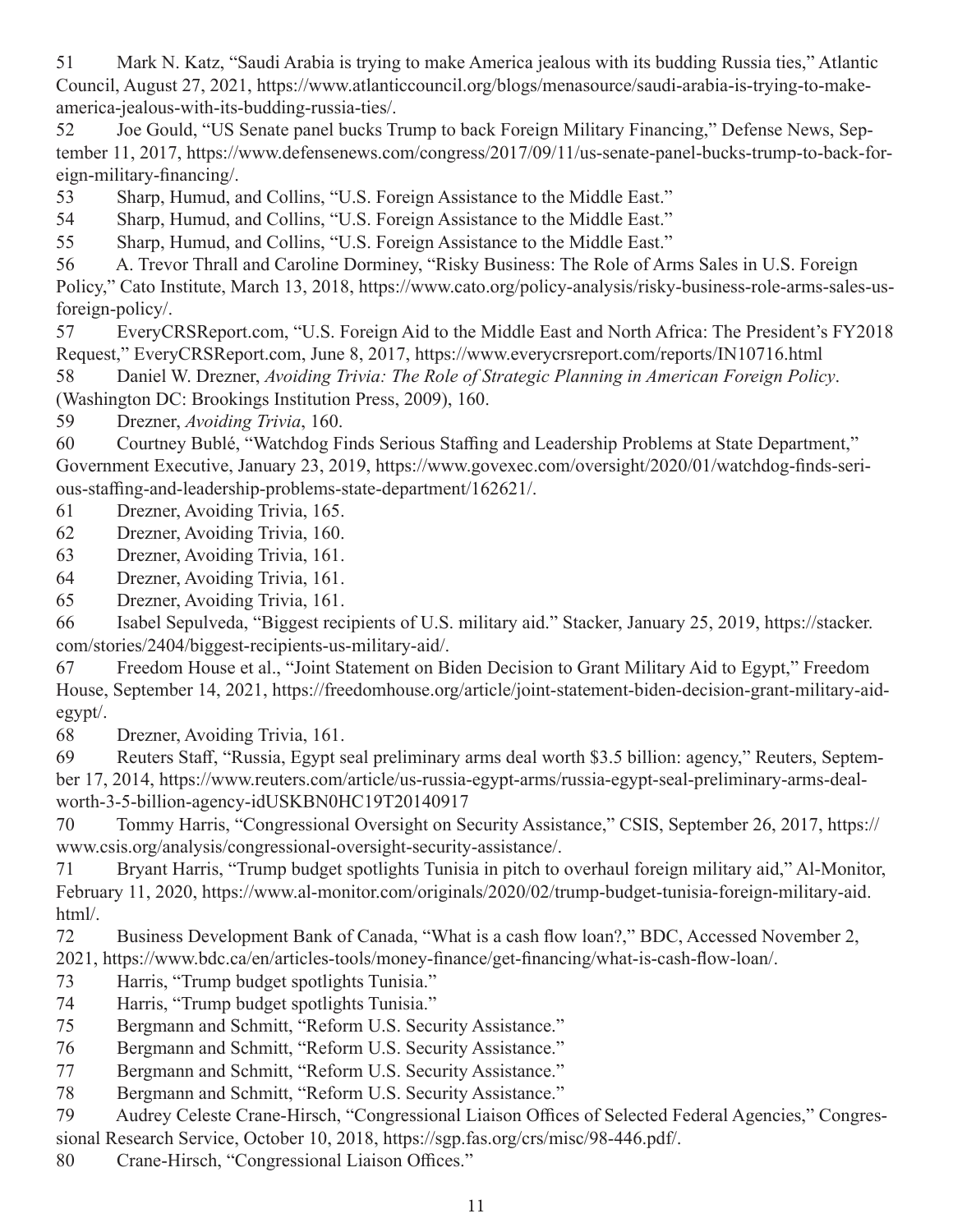51 Mark N. Katz, "Saudi Arabia is trying to make America jealous with its budding Russia ties," Atlantic Council, August 27, 2021, https://www.atlanticcouncil.org/blogs/menasource/saudi-arabia-is-trying-to-make-america-jealous-with-its-budding-russia-ties/.

52 Joe Gould, "US Senate panel bucks Trump to back Foreign Military Financing," Defense News, September 11, 2017, https://www.defensenews.com/congress/2017/09/11/us-senate-panel-bucks-trump-to-back-foreign-military-financing/.

53 Sharp, Humud, and Collins, "U.S. Foreign Assistance to the Middle East."

54 Sharp, Humud, and Collins, "U.S. Foreign Assistance to the Middle East."

55 Sharp, Humud, and Collins, "U.S. Foreign Assistance to the Middle East."

56 A. Trevor Thrall and Caroline Dorminey, "Risky Business: The Role of Arms Sales in U.S. Foreign Policy," Cato Institute, March 13, 2018, https://www.cato.org/policy-analysis/risky-business-role-arms-sales-us-foreign-policy/.

57 EveryCRSReport.com, "U.S. Foreign Aid to the Middle East and North Africa: The President's FY2018 Request," EveryCRSReport.com, June 8, 2017, https://www.everycrsreport.com/reports/IN10716.html

58 Daniel W. Drezner, *Avoiding Trivia: The Role of Strategic Planning in American Foreign Policy*. (Washington DC: Brookings Institution Press, 2009), 160.

59 Drezner, *Avoiding Trivia*, 160.

60 Courtney Bublé, "Watchdog Finds Serious Staffing and Leadership Problems at State Department," Government Executive, January 23, 2019, https://www.govexec.com/oversight/2020/01/watchdog-finds-serious-staffing-and-leadership-problems-state-department/162621/.

61 Drezner, Avoiding Trivia, 165.

62 Drezner, Avoiding Trivia, 160.

63 Drezner, Avoiding Trivia, 161.

64 Drezner, Avoiding Trivia, 161.

65 Drezner, Avoiding Trivia, 161.

66 Isabel Sepulveda, "Biggest recipients of U.S. military aid." Stacker, January 25, 2019, https://stacker.com/stories/2404/biggest-recipients-us-military-aid/.

67 Freedom House et al., "Joint Statement on Biden Decision to Grant Military Aid to Egypt," Freedom House, September 14, 2021, https://freedomhouse.org/article/joint-statement-biden-decision-grant-military-aid-egypt/.

68 Drezner, Avoiding Trivia, 161.

69 Reuters Staff, "Russia, Egypt seal preliminary arms deal worth $3.5 billion: agency," Reuters, September 17, 2014, https://www.reuters.com/article/us-russia-egypt-arms/russia-egypt-seal-preliminary-arms-deal-worth-3-5-billion-agency-idUSKBN0HC19T20140917

70 Tommy Harris, "Congressional Oversight on Security Assistance," CSIS, September 26, 2017, https://www.csis.org/analysis/congressional-oversight-security-assistance/.

71 Bryant Harris, "Trump budget spotlights Tunisia in pitch to overhaul foreign military aid," Al-Monitor, February 11, 2020, https://www.al-monitor.com/originals/2020/02/trump-budget-tunisia-foreign-military-aid.html/.

72 Business Development Bank of Canada, "What is a cash flow loan?," BDC, Accessed November 2, 2021, https://www.bdc.ca/en/articles-tools/money-finance/get-financing/what-is-cash-flow-loan/.

73 Harris, "Trump budget spotlights Tunisia."

74 Harris, "Trump budget spotlights Tunisia."

75 Bergmann and Schmitt, "Reform U.S. Security Assistance."

76 Bergmann and Schmitt, "Reform U.S. Security Assistance."

77 Bergmann and Schmitt, "Reform U.S. Security Assistance."

78 Bergmann and Schmitt, "Reform U.S. Security Assistance."

79 Audrey Celeste Crane-Hirsch, "Congressional Liaison Offices of Selected Federal Agencies," Congressional Research Service, October 10, 2018, https://sgp.fas.org/crs/misc/98-446.pdf/.

80 Crane-Hirsch, "Congressional Liaison Offices."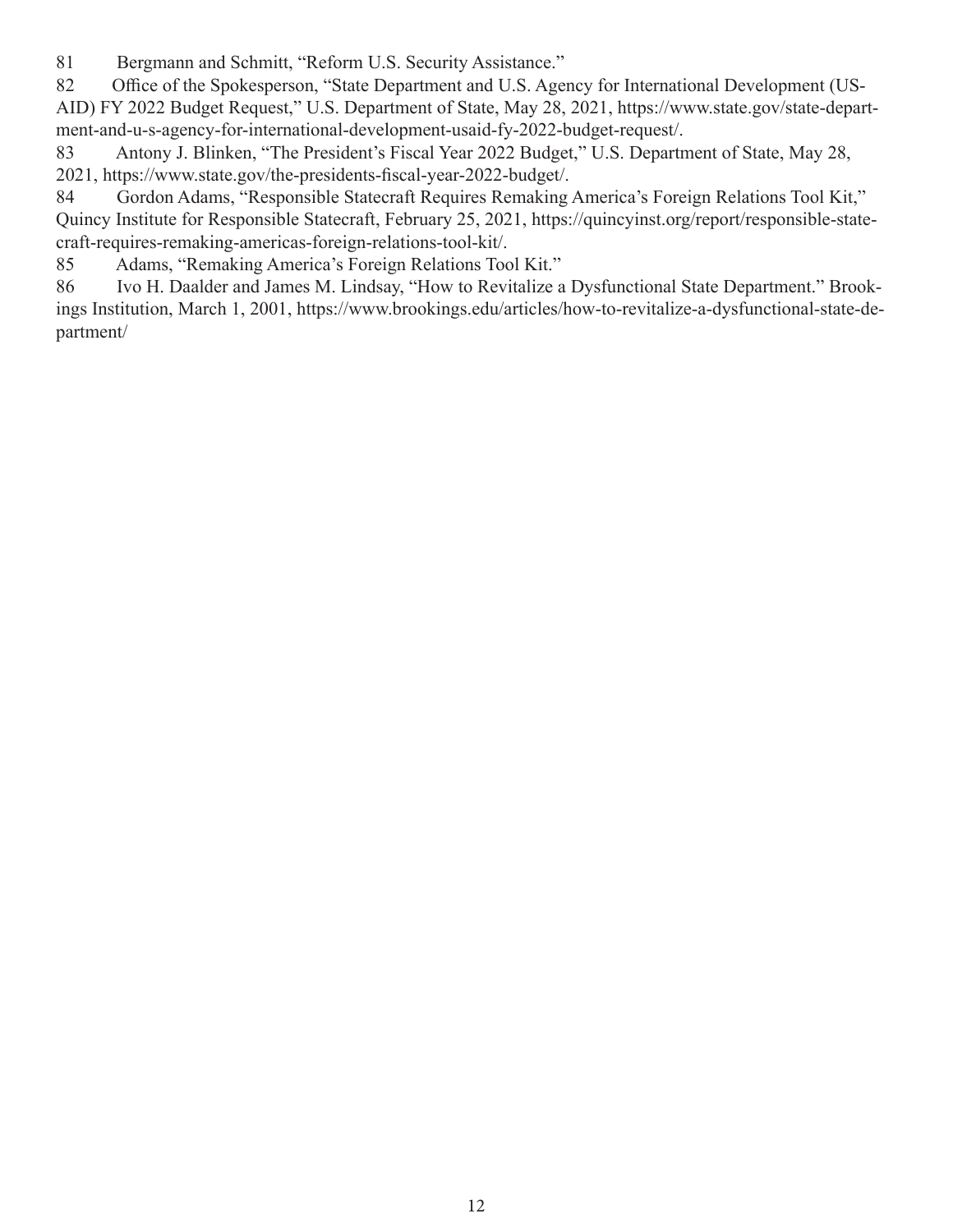81 Bergmann and Schmitt, “Reform U.S. Security Assistance.”

82 Office of the Spokesperson, “State Department and U.S. Agency for International Development (USAID) FY 2022 Budget Request,” U.S. Department of State, May 28, 2021, https://www.state.gov/state-department-and-u-s-agency-for-international-development-usaid-fy-2022-budget-request/.

83 Antony J. Blinken, “The President’s Fiscal Year 2022 Budget,” U.S. Department of State, May 28, 2021, https://www.state.gov/the-presidents-fiscal-year-2022-budget/.

84 Gordon Adams, “Responsible Statecraft Requires Remaking America’s Foreign Relations Tool Kit,” Quincy Institute for Responsible Statecraft, February 25, 2021, https://quincyinst.org/report/responsible-statecraft-requires-remaking-americas-foreign-relations-tool-kit/.

85 Adams, “Remaking America’s Foreign Relations Tool Kit.”

86 Ivo H. Daalder and James M. Lindsay, “How to Revitalize a Dysfunctional State Department.” Brookings Institution, March 1, 2001, https://www.brookings.edu/articles/how-to-revitalize-a-dysfunctional-state-department/